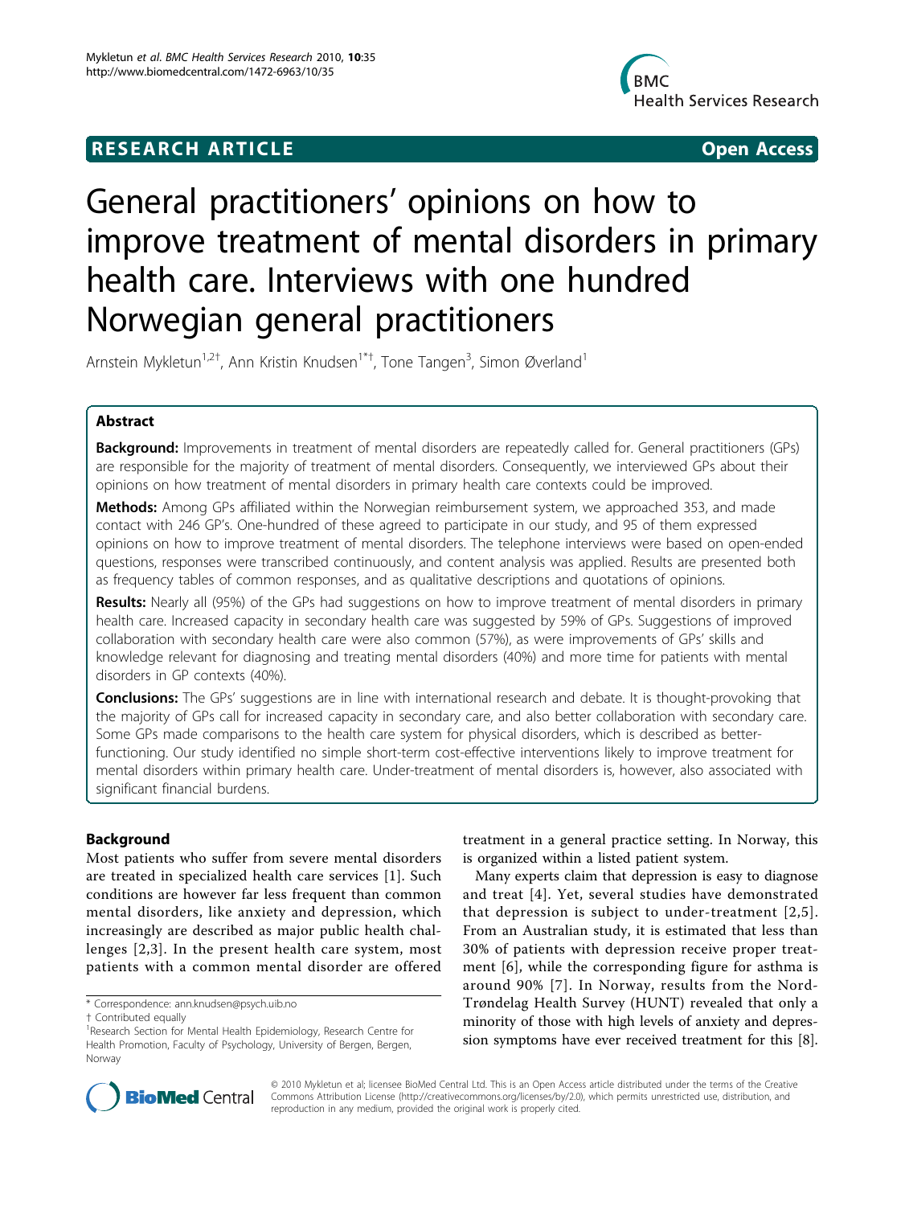RESEARCH ARTICLE Open Access

# General practitioners' opinions on how to improve treatment of mental disorders in primary health care. Interviews with one hundred Norwegian general practitioners

Arnstein Mykletun[1,2†], Ann Kristin Knudsen[1*†], Tone Tangen[3], Simon Øverland[1]

## Abstract

**Background:** Improvements in treatment of mental disorders are repeatedly called for. General practitioners (GPs) are responsible for the majority of treatment of mental disorders. Consequently, we interviewed GPs about their opinions on how treatment of mental disorders in primary health care contexts could be improved.

**Methods:** Among GPs affiliated within the Norwegian reimbursement system, we approached 353, and made contact with 246 GP's. One-hundred of these agreed to participate in our study, and 95 of them expressed opinions on how to improve treatment of mental disorders. The telephone interviews were based on open-ended questions, responses were transcribed continuously, and content analysis was applied. Results are presented both as frequency tables of common responses, and as qualitative descriptions and quotations of opinions.

**Results:** Nearly all (95%) of the GPs had suggestions on how to improve treatment of mental disorders in primary health care. Increased capacity in secondary health care was suggested by 59% of GPs. Suggestions of improved collaboration with secondary health care were also common (57%), as were improvements of GPs' skills and knowledge relevant for diagnosing and treating mental disorders (40%) and more time for patients with mental disorders in GP contexts (40%).

**Conclusions:** The GPs' suggestions are in line with international research and debate. It is thought-provoking that the majority of GPs call for increased capacity in secondary care, and also better collaboration with secondary care. Some GPs made comparisons to the health care system for physical disorders, which is described as better-functioning. Our study identified no simple short-term cost-effective interventions likely to improve treatment for mental disorders within primary health care. Under-treatment of mental disorders is, however, also associated with significant financial burdens.

## Background

Most patients who suffer from severe mental disorders are treated in specialized health care services [1]. Such conditions are however far less frequent than common mental disorders, like anxiety and depression, which increasingly are described as major public health challenges [2,3]. In the present health care system, most patients with a common mental disorder are offered treatment in a general practice setting. In Norway, this is organized within a listed patient system.

Many experts claim that depression is easy to diagnose and treat [4]. Yet, several studies have demonstrated that depression is subject to under-treatment [2,5]. From an Australian study, it is estimated that less than 30% of patients with depression receive proper treatment [6], while the corresponding figure for asthma is around 90% [7]. In Norway, results from the Nord-Trøndelag Health Survey (HUNT) revealed that only a minority of those with high levels of anxiety and depression symptoms have ever received treatment for this [8].

\* Correspondence: ann.knudsen@psych.uib.no

† Contributed equally

[1]Research Section for Mental Health Epidemiology, Research Centre for Health Promotion, Faculty of Psychology, University of Bergen, Bergen, Norway

© 2010 Mykletun et al; licensee BioMed Central Ltd. This is an Open Access article distributed under the terms of the Creative Commons Attribution License (http://creativecommons.org/licenses/by/2.0), which permits unrestricted use, distribution, and reproduction in any medium, provided the original work is properly cited.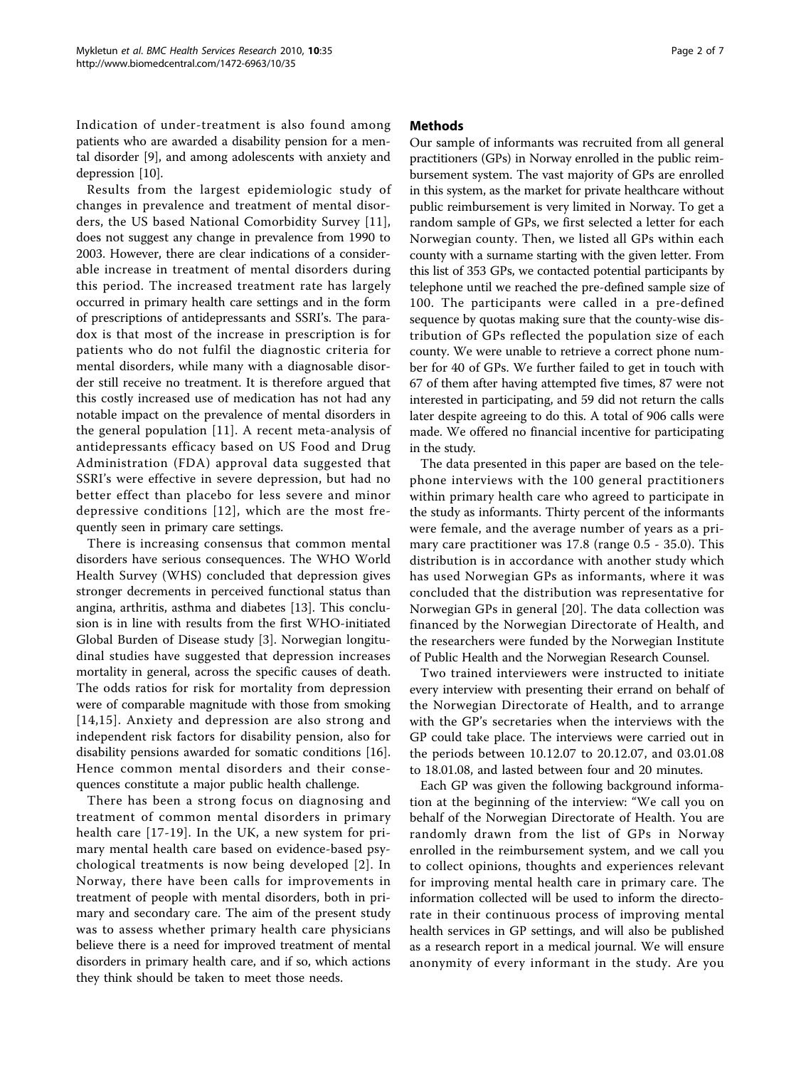Indication of under-treatment is also found among patients who are awarded a disability pension for a mental disorder [9], and among adolescents with anxiety and depression [10].

Results from the largest epidemiologic study of changes in prevalence and treatment of mental disorders, the US based National Comorbidity Survey [11], does not suggest any change in prevalence from 1990 to 2003. However, there are clear indications of a considerable increase in treatment of mental disorders during this period. The increased treatment rate has largely occurred in primary health care settings and in the form of prescriptions of antidepressants and SSRI's. The paradox is that most of the increase in prescription is for patients who do not fulfil the diagnostic criteria for mental disorders, while many with a diagnosable disorder still receive no treatment. It is therefore argued that this costly increased use of medication has not had any notable impact on the prevalence of mental disorders in the general population [11]. A recent meta-analysis of antidepressants efficacy based on US Food and Drug Administration (FDA) approval data suggested that SSRI's were effective in severe depression, but had no better effect than placebo for less severe and minor depressive conditions [12], which are the most frequently seen in primary care settings.

There is increasing consensus that common mental disorders have serious consequences. The WHO World Health Survey (WHS) concluded that depression gives stronger decrements in perceived functional status than angina, arthritis, asthma and diabetes [13]. This conclusion is in line with results from the first WHO-initiated Global Burden of Disease study [3]. Norwegian longitudinal studies have suggested that depression increases mortality in general, across the specific causes of death. The odds ratios for risk for mortality from depression were of comparable magnitude with those from smoking [14,15]. Anxiety and depression are also strong and independent risk factors for disability pension, also for disability pensions awarded for somatic conditions [16]. Hence common mental disorders and their consequences constitute a major public health challenge.

There has been a strong focus on diagnosing and treatment of common mental disorders in primary health care [17-19]. In the UK, a new system for primary mental health care based on evidence-based psychological treatments is now being developed [2]. In Norway, there have been calls for improvements in treatment of people with mental disorders, both in primary and secondary care. The aim of the present study was to assess whether primary health care physicians believe there is a need for improved treatment of mental disorders in primary health care, and if so, which actions they think should be taken to meet those needs.

## Methods

Our sample of informants was recruited from all general practitioners (GPs) in Norway enrolled in the public reimbursement system. The vast majority of GPs are enrolled in this system, as the market for private healthcare without public reimbursement is very limited in Norway. To get a random sample of GPs, we first selected a letter for each Norwegian county. Then, we listed all GPs within each county with a surname starting with the given letter. From this list of 353 GPs, we contacted potential participants by telephone until we reached the pre-defined sample size of 100. The participants were called in a pre-defined sequence by quotas making sure that the county-wise distribution of GPs reflected the population size of each county. We were unable to retrieve a correct phone number for 40 of GPs. We further failed to get in touch with 67 of them after having attempted five times, 87 were not interested in participating, and 59 did not return the calls later despite agreeing to do this. A total of 906 calls were made. We offered no financial incentive for participating in the study.

The data presented in this paper are based on the telephone interviews with the 100 general practitioners within primary health care who agreed to participate in the study as informants. Thirty percent of the informants were female, and the average number of years as a primary care practitioner was 17.8 (range 0.5 - 35.0). This distribution is in accordance with another study which has used Norwegian GPs as informants, where it was concluded that the distribution was representative for Norwegian GPs in general [20]. The data collection was financed by the Norwegian Directorate of Health, and the researchers were funded by the Norwegian Institute of Public Health and the Norwegian Research Counsel.

Two trained interviewers were instructed to initiate every interview with presenting their errand on behalf of the Norwegian Directorate of Health, and to arrange with the GP's secretaries when the interviews with the GP could take place. The interviews were carried out in the periods between 10.12.07 to 20.12.07, and 03.01.08 to 18.01.08, and lasted between four and 20 minutes.

Each GP was given the following background information at the beginning of the interview: "We call you on behalf of the Norwegian Directorate of Health. You are randomly drawn from the list of GPs in Norway enrolled in the reimbursement system, and we call you to collect opinions, thoughts and experiences relevant for improving mental health care in primary care. The information collected will be used to inform the directorate in their continuous process of improving mental health services in GP settings, and will also be published as a research report in a medical journal. We will ensure anonymity of every informant in the study. Are you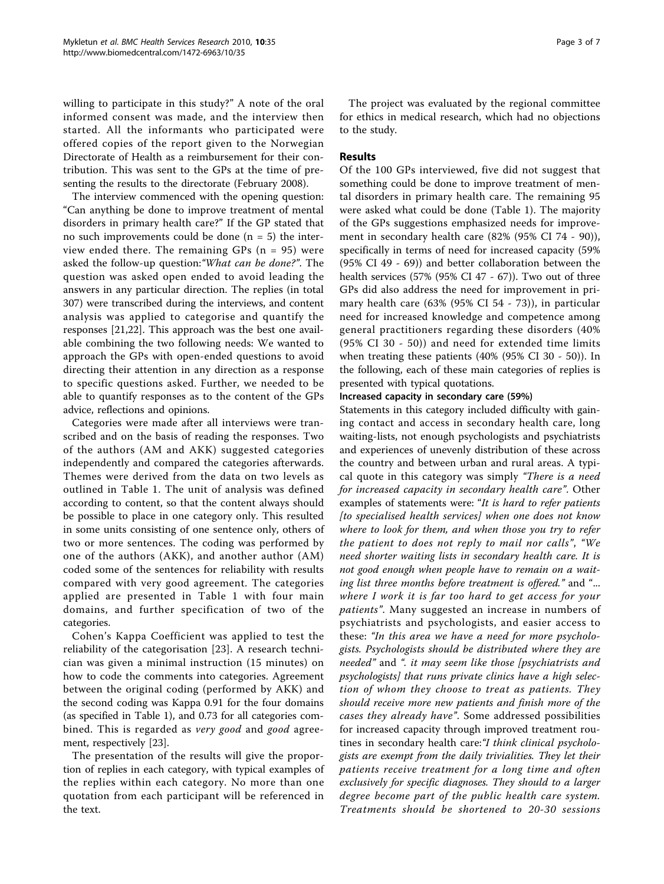willing to participate in this study?" A note of the oral informed consent was made, and the interview then started. All the informants who participated were offered copies of the report given to the Norwegian Directorate of Health as a reimbursement for their contribution. This was sent to the GPs at the time of presenting the results to the directorate (February 2008).

The interview commenced with the opening question: "Can anything be done to improve treatment of mental disorders in primary health care?" If the GP stated that no such improvements could be done (n = 5) the interview ended there. The remaining GPs (n = 95) were asked the follow-up question: *"What can be done?"*. The question was asked open ended to avoid leading the answers in any particular direction. The replies (in total 307) were transcribed during the interviews, and content analysis was applied to categorise and quantify the responses [21,22]. This approach was the best one available combining the two following needs: We wanted to approach the GPs with open-ended questions to avoid directing their attention in any direction as a response to specific questions asked. Further, we needed to be able to quantify responses as to the content of the GPs advice, reflections and opinions.

Categories were made after all interviews were transcribed and on the basis of reading the responses. Two of the authors (AM and AKK) suggested categories independently and compared the categories afterwards. Themes were derived from the data on two levels as outlined in Table 1. The unit of analysis was defined according to content, so that the content always should be possible to place in one category only. This resulted in some units consisting of one sentence only, others of two or more sentences. The coding was performed by one of the authors (AKK), and another author (AM) coded some of the sentences for reliability with results compared with very good agreement. The categories applied are presented in Table 1 with four main domains, and further specification of two of the categories.

Cohen's Kappa Coefficient was applied to test the reliability of the categorisation [23]. A research technician was given a minimal instruction (15 minutes) on how to code the comments into categories. Agreement between the original coding (performed by AKK) and the second coding was Kappa 0.91 for the four domains (as specified in Table 1), and 0.73 for all categories combined. This is regarded as *very good* and *good* agreement, respectively [23].

The presentation of the results will give the proportion of replies in each category, with typical examples of the replies within each category. No more than one quotation from each participant will be referenced in the text.

The project was evaluated by the regional committee for ethics in medical research, which had no objections to the study.

## Results

Of the 100 GPs interviewed, five did not suggest that something could be done to improve treatment of mental disorders in primary health care. The remaining 95 were asked what could be done (Table 1). The majority of the GPs suggestions emphasized needs for improvement in secondary health care (82% (95% CI 74 - 90)), specifically in terms of need for increased capacity (59% (95% CI 49 - 69)) and better collaboration between the health services (57% (95% CI 47 - 67)). Two out of three GPs did also address the need for improvement in primary health care (63% (95% CI 54 - 73)), in particular need for increased knowledge and competence among general practitioners regarding these disorders (40% (95% CI 30 - 50)) and need for extended time limits when treating these patients (40% (95% CI 30 - 50)). In the following, each of these main categories of replies is presented with typical quotations.

### Increased capacity in secondary care (59%)

Statements in this category included difficulty with gaining contact and access in secondary health care, long waiting-lists, not enough psychologists and psychiatrists and experiences of unevenly distribution of these across the country and between urban and rural areas. A typical quote in this category was simply *"There is a need for increased capacity in secondary health care"*. Other examples of statements were: "*It is hard to refer patients [to specialised health services] when one does not know where to look for them, and when those you try to refer the patient to does not reply to mail nor calls*", "*We need shorter waiting lists in secondary health care. It is not good enough when people have to remain on a waiting list three months before treatment is offered.*" and "*... where I work it is far too hard to get access for your patients*". Many suggested an increase in numbers of psychiatrists and psychologists, and easier access to these: *"In this area we have a need for more psychologists. Psychologists should be distributed where they are needed"* and "*. it may seem like those [psychiatrists and psychologists] that runs private clinics have a high selection of whom they choose to treat as patients. They should receive more new patients and finish more of the cases they already have*". Some addressed possibilities for increased capacity through improved treatment routines in secondary health care:*"I think clinical psychologists are exempt from the daily trivialities. They let their patients receive treatment for a long time and often exclusively for specific diagnoses. They should to a larger degree become part of the public health care system. Treatments should be shortened to 20-30 sessions*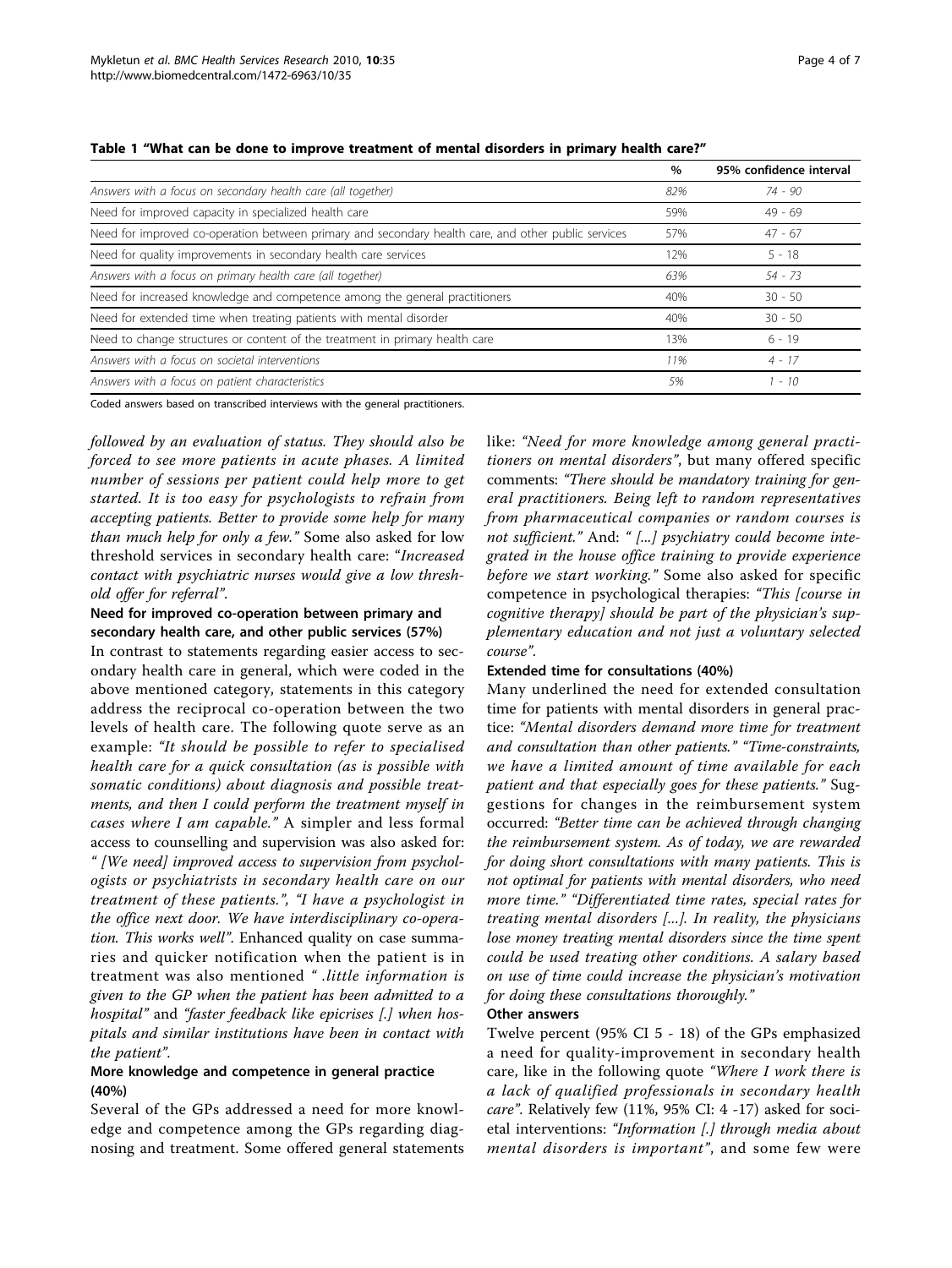**Table 1 "What can be done to improve treatment of mental disorders in primary health care?"**

| | % | 95% confidence interval |
|---|---|---|
| *Answers with a focus on secondary health care (all together)* | *82%* | *74 - 90* |
| Need for improved capacity in specialized health care | 59% | 49 - 69 |
| Need for improved co-operation between primary and secondary health care, and other public services | 57% | 47 - 67 |
| Need for quality improvements in secondary health care services | 12% | 5 - 18 |
| *Answers with a focus on primary health care (all together)* | *63%* | *54 - 73* |
| Need for increased knowledge and competence among the general practitioners | 40% | 30 - 50 |
| Need for extended time when treating patients with mental disorder | 40% | 30 - 50 |
| Need to change structures or content of the treatment in primary health care | 13% | 6 - 19 |
| *Answers with a focus on societal interventions* | *11%* | *4 - 17* |
| *Answers with a focus on patient characteristics* | *5%* | *1 - 10* |

Coded answers based on transcribed interviews with the general practitioners.

*followed by an evaluation of status. They should also be forced to see more patients in acute phases. A limited number of sessions per patient could help more to get started. It is too easy for psychologists to refrain from accepting patients. Better to provide some help for many than much help for only a few."* Some also asked for low threshold services in secondary health care: "*Increased contact with psychiatric nurses would give a low threshold offer for referral*".

### Need for improved co-operation between primary and secondary health care, and other public services (57%)

In contrast to statements regarding easier access to secondary health care in general, which were coded in the above mentioned category, statements in this category address the reciprocal co-operation between the two levels of health care. The following quote serve as an example: *"It should be possible to refer to specialised health care for a quick consultation (as is possible with somatic conditions) about diagnosis and possible treatments, and then I could perform the treatment myself in cases where I am capable."* A simpler and less formal access to counselling and supervision was also asked for: *" [We need] improved access to supervision from psychologists or psychiatrists in secondary health care on our treatment of these patients."*, *"I have a psychologist in the office next door. We have interdisciplinary co-operation. This works well"*. Enhanced quality on case summaries and quicker notification when the patient is in treatment was also mentioned *" .little information is given to the GP when the patient has been admitted to a hospital"* and *"faster feedback like epicrises [.] when hospitals and similar institutions have been in contact with the patient"*.

### More knowledge and competence in general practice (40%)

Several of the GPs addressed a need for more knowledge and competence among the GPs regarding diagnosing and treatment. Some offered general statements like: *"Need for more knowledge among general practitioners on mental disorders"*, but many offered specific comments: *"There should be mandatory training for general practitioners. Being left to random representatives from pharmaceutical companies or random courses is not sufficient."* And: *" [...] psychiatry could become integrated in the house office training to provide experience before we start working."* Some also asked for specific competence in psychological therapies: *"This [course in cognitive therapy] should be part of the physician's supplementary education and not just a voluntary selected course"*.

### Extended time for consultations (40%)

Many underlined the need for extended consultation time for patients with mental disorders in general practice: *"Mental disorders demand more time for treatment and consultation than other patients." "Time-constraints, we have a limited amount of time available for each patient and that especially goes for these patients."* Suggestions for changes in the reimbursement system occurred: *"Better time can be achieved through changing the reimbursement system. As of today, we are rewarded for doing short consultations with many patients. This is not optimal for patients with mental disorders, who need more time." "Differentiated time rates, special rates for treating mental disorders [...]. In reality, the physicians lose money treating mental disorders since the time spent could be used treating other conditions. A salary based on use of time could increase the physician's motivation for doing these consultations thoroughly."*

### Other answers

Twelve percent (95% CI 5 - 18) of the GPs emphasized a need for quality-improvement in secondary health care, like in the following quote *"Where I work there is a lack of qualified professionals in secondary health care"*. Relatively few (11%, 95% CI: 4 -17) asked for societal interventions: *"Information [.] through media about mental disorders is important"*, and some few were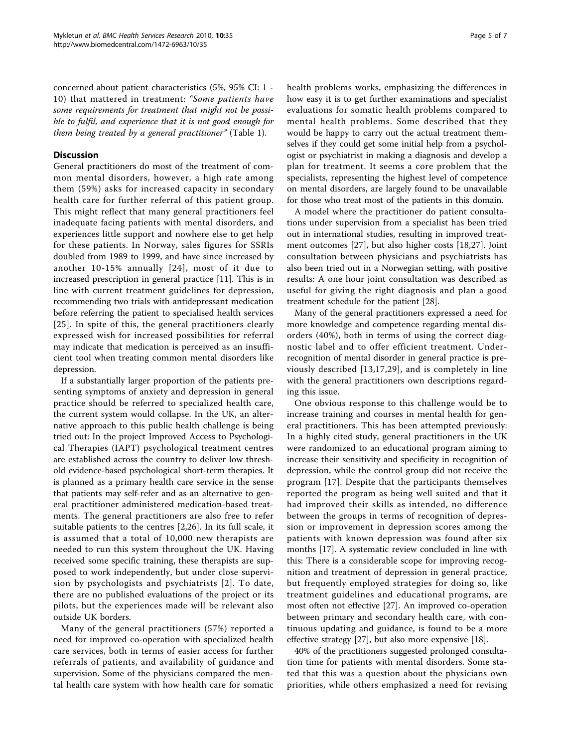concerned about patient characteristics (5%, 95% CI: 1 - 10) that mattered in treatment: *"Some patients have some requirements for treatment that might not be possible to fulfil, and experience that it is not good enough for them being treated by a general practitioner"* (Table 1).

## Discussion

General practitioners do most of the treatment of common mental disorders, however, a high rate among them (59%) asks for increased capacity in secondary health care for further referral of this patient group. This might reflect that many general practitioners feel inadequate facing patients with mental disorders, and experiences little support and nowhere else to get help for these patients. In Norway, sales figures for SSRIs doubled from 1989 to 1999, and have since increased by another 10-15% annually [24], most of it due to increased prescription in general practice [11]. This is in line with current treatment guidelines for depression, recommending two trials with antidepressant medication before referring the patient to specialised health services [25]. In spite of this, the general practitioners clearly expressed wish for increased possibilities for referral may indicate that medication is perceived as an insufficient tool when treating common mental disorders like depression.

If a substantially larger proportion of the patients presenting symptoms of anxiety and depression in general practice should be referred to specialized health care, the current system would collapse. In the UK, an alternative approach to this public health challenge is being tried out: In the project Improved Access to Psychological Therapies (IAPT) psychological treatment centres are established across the country to deliver low threshold evidence-based psychological short-term therapies. It is planned as a primary health care service in the sense that patients may self-refer and as an alternative to general practitioner administered medication-based treatments. The general practitioners are also free to refer suitable patients to the centres [2,26]. In its full scale, it is assumed that a total of 10,000 new therapists are needed to run this system throughout the UK. Having received some specific training, these therapists are supposed to work independently, but under close supervision by psychologists and psychiatrists [2]. To date, there are no published evaluations of the project or its pilots, but the experiences made will be relevant also outside UK borders.

Many of the general practitioners (57%) reported a need for improved co-operation with specialized health care services, both in terms of easier access for further referrals of patients, and availability of guidance and supervision. Some of the physicians compared the mental health care system with how health care for somatic health problems works, emphasizing the differences in how easy it is to get further examinations and specialist evaluations for somatic health problems compared to mental health problems. Some described that they would be happy to carry out the actual treatment themselves if they could get some initial help from a psychologist or psychiatrist in making a diagnosis and develop a plan for treatment. It seems a core problem that the specialists, representing the highest level of competence on mental disorders, are largely found to be unavailable for those who treat most of the patients in this domain.

A model where the practitioner do patient consultations under supervision from a specialist has been tried out in international studies, resulting in improved treatment outcomes [27], but also higher costs [18,27]. Joint consultation between physicians and psychiatrists has also been tried out in a Norwegian setting, with positive results: A one hour joint consultation was described as useful for giving the right diagnosis and plan a good treatment schedule for the patient [28].

Many of the general practitioners expressed a need for more knowledge and competence regarding mental disorders (40%), both in terms of using the correct diagnostic label and to offer efficient treatment. Underrecognition of mental disorder in general practice is previously described [13,17,29], and is completely in line with the general practitioners own descriptions regarding this issue.

One obvious response to this challenge would be to increase training and courses in mental health for general practitioners. This has been attempted previously: In a highly cited study, general practitioners in the UK were randomized to an educational program aiming to increase their sensitivity and specificity in recognition of depression, while the control group did not receive the program [17]. Despite that the participants themselves reported the program as being well suited and that it had improved their skills as intended, no difference between the groups in terms of recognition of depression or improvement in depression scores among the patients with known depression was found after six months [17]. A systematic review concluded in line with this: There is a considerable scope for improving recognition and treatment of depression in general practice, but frequently employed strategies for doing so, like treatment guidelines and educational programs, are most often not effective [27]. An improved co-operation between primary and secondary health care, with continuous updating and guidance, is found to be a more effective strategy [27], but also more expensive [18].

40% of the practitioners suggested prolonged consultation time for patients with mental disorders. Some stated that this was a question about the physicians own priorities, while others emphasized a need for revising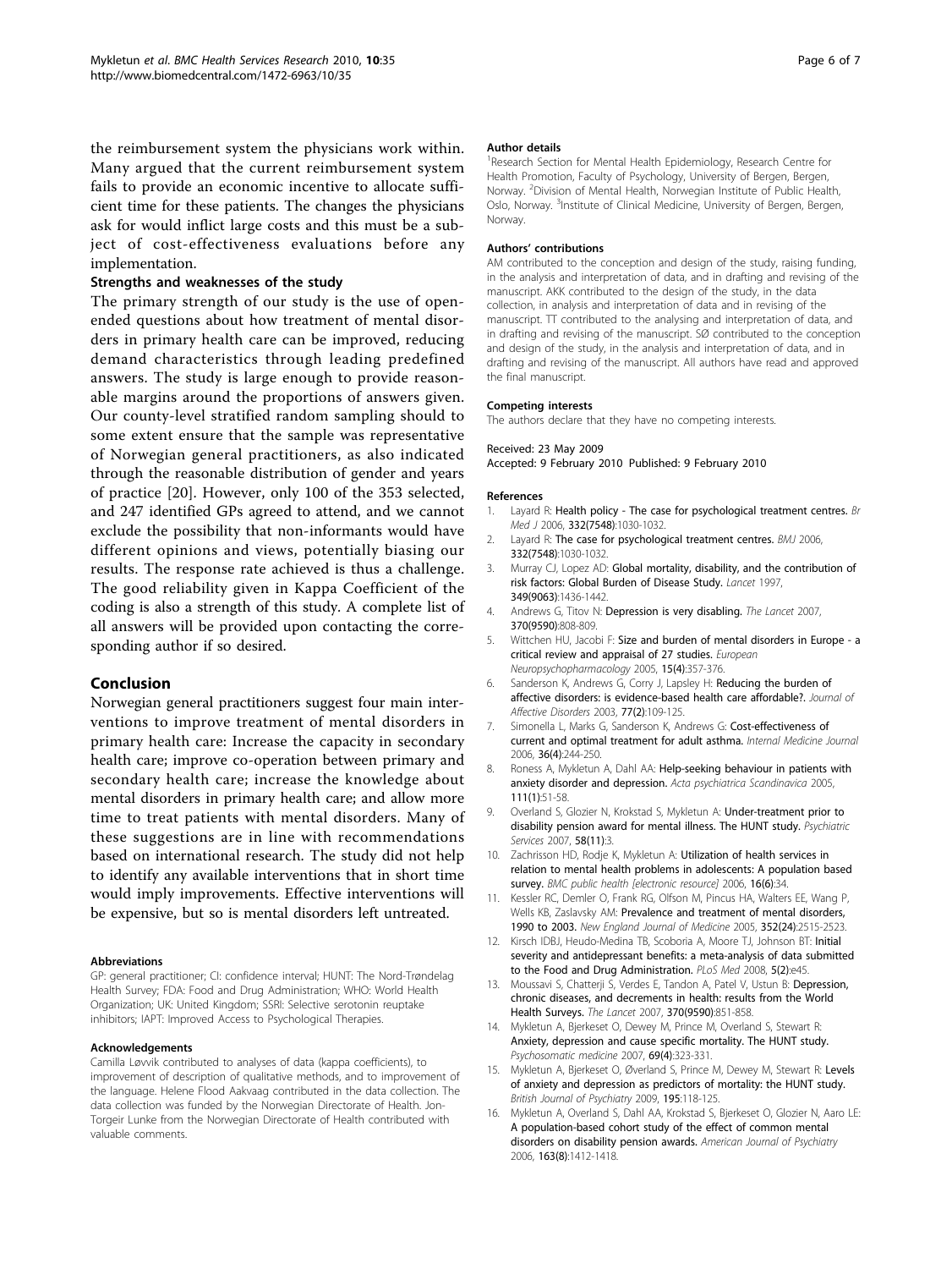the reimbursement system the physicians work within. Many argued that the current reimbursement system fails to provide an economic incentive to allocate sufficient time for these patients. The changes the physicians ask for would inflict large costs and this must be a subject of cost-effectiveness evaluations before any implementation.

### Strengths and weaknesses of the study

The primary strength of our study is the use of open-ended questions about how treatment of mental disorders in primary health care can be improved, reducing demand characteristics through leading predefined answers. The study is large enough to provide reasonable margins around the proportions of answers given. Our county-level stratified random sampling should to some extent ensure that the sample was representative of Norwegian general practitioners, as also indicated through the reasonable distribution of gender and years of practice [20]. However, only 100 of the 353 selected, and 247 identified GPs agreed to attend, and we cannot exclude the possibility that non-informants would have different opinions and views, potentially biasing our results. The response rate achieved is thus a challenge. The good reliability given in Kappa Coefficient of the coding is also a strength of this study. A complete list of all answers will be provided upon contacting the corresponding author if so desired.

## Conclusion

Norwegian general practitioners suggest four main interventions to improve treatment of mental disorders in primary health care: Increase the capacity in secondary health care; improve co-operation between primary and secondary health care; increase the knowledge about mental disorders in primary health care; and allow more time to treat patients with mental disorders. Many of these suggestions are in line with recommendations based on international research. The study did not help to identify any available interventions that in short time would imply improvements. Effective interventions will be expensive, but so is mental disorders left untreated.

#### Abbreviations

GP: general practitioner; CI: confidence interval; HUNT: The Nord-Trøndelag Health Survey; FDA: Food and Drug Administration; WHO: World Health Organization; UK: United Kingdom; SSRI: Selective serotonin reuptake inhibitors; IAPT: Improved Access to Psychological Therapies.

#### Acknowledgements

Camilla Løvvik contributed to analyses of data (kappa coefficients), to improvement of description of qualitative methods, and to improvement of the language. Helene Flood Aakvaag contributed in the data collection. The data collection was funded by the Norwegian Directorate of Health. Jon-Torgeir Lunke from the Norwegian Directorate of Health contributed with valuable comments.

#### Author details

[1]Research Section for Mental Health Epidemiology, Research Centre for Health Promotion, Faculty of Psychology, University of Bergen, Bergen, Norway. [2]Division of Mental Health, Norwegian Institute of Public Health, Oslo, Norway. [3]Institute of Clinical Medicine, University of Bergen, Bergen, Norway.

#### Authors' contributions

AM contributed to the conception and design of the study, raising funding, in the analysis and interpretation of data, and in drafting and revising of the manuscript. AKK contributed to the design of the study, in the data collection, in analysis and interpretation of data and in revising of the manuscript. TT contributed to the analysing and interpretation of data, and in drafting and revising of the manuscript. SØ contributed to the conception and design of the study, in the analysis and interpretation of data, and in drafting and revising of the manuscript. All authors have read and approved the final manuscript.

#### Competing interests

The authors declare that they have no competing interests.

Received: 23 May 2009
Accepted: 9 February 2010 Published: 9 February 2010

#### References

1. Layard R: **Health policy - The case for psychological treatment centres.** *Br Med J* 2006, **332(7548)**:1030-1032.
2. Layard R: **The case for psychological treatment centres.** *BMJ* 2006, **332(7548)**:1030-1032.
3. Murray CJ, Lopez AD: **Global mortality, disability, and the contribution of risk factors: Global Burden of Disease Study.** *Lancet* 1997, **349(9063)**:1436-1442.
4. Andrews G, Titov N: **Depression is very disabling.** *The Lancet* 2007, **370(9590)**:808-809.
5. Wittchen HU, Jacobi F: **Size and burden of mental disorders in Europe - a critical review and appraisal of 27 studies.** *European Neuropsychopharmacology* 2005, **15(4)**:357-376.
6. Sanderson K, Andrews G, Corry J, Lapsley H: **Reducing the burden of affective disorders: is evidence-based health care affordable?.** *Journal of Affective Disorders* 2003, **77(2)**:109-125.
7. Simonella L, Marks G, Sanderson K, Andrews G: **Cost-effectiveness of current and optimal treatment for adult asthma.** *Internal Medicine Journal* 2006, **36(4)**:244-250.
8. Roness A, Mykletun A, Dahl AA: **Help-seeking behaviour in patients with anxiety disorder and depression.** *Acta psychiatrica Scandinavica* 2005, **111(1)**:51-58.
9. Overland S, Glozier N, Krokstad S, Mykletun A: **Under-treatment prior to disability pension award for mental illness. The HUNT study.** *Psychiatric Services* 2007, **58(11)**:3.
10. Zachrisson HD, Rodje K, Mykletun A: **Utilization of health services in relation to mental health problems in adolescents: A population based survey.** *BMC public health [electronic resource]* 2006, **16(6)**:34.
11. Kessler RC, Demler O, Frank RG, Olfson M, Pincus HA, Walters EE, Wang P, Wells KB, Zaslavsky AM: **Prevalence and treatment of mental disorders, 1990 to 2003.** *New England Journal of Medicine* 2005, **352(24)**:2515-2523.
12. Kirsch IDBJ, Heudo-Medina TB, Scoboria A, Moore TJ, Johnson BT: **Initial severity and antidepressant benefits: a meta-analysis of data submitted to the Food and Drug Administration.** *PLoS Med* 2008, **5(2)**:e45.
13. Moussavi S, Chatterji S, Verdes E, Tandon A, Patel V, Ustun B: **Depression, chronic diseases, and decrements in health: results from the World Health Surveys.** *The Lancet* 2007, **370(9590)**:851-858.
14. Mykletun A, Bjerkeset O, Dewey M, Prince M, Overland S, Stewart R: **Anxiety, depression and cause specific mortality. The HUNT study.** *Psychosomatic medicine* 2007, **69(4)**:323-331.
15. Mykletun A, Bjerkeset O, Øverland S, Prince M, Dewey M, Stewart R: **Levels of anxiety and depression as predictors of mortality: the HUNT study.** *British Journal of Psychiatry* 2009, **195**:118-125.
16. Mykletun A, Overland S, Dahl AA, Krokstad S, Bjerkeset O, Glozier N, Aaro LE: **A population-based cohort study of the effect of common mental disorders on disability pension awards.** *American Journal of Psychiatry* 2006, **163(8)**:1412-1418.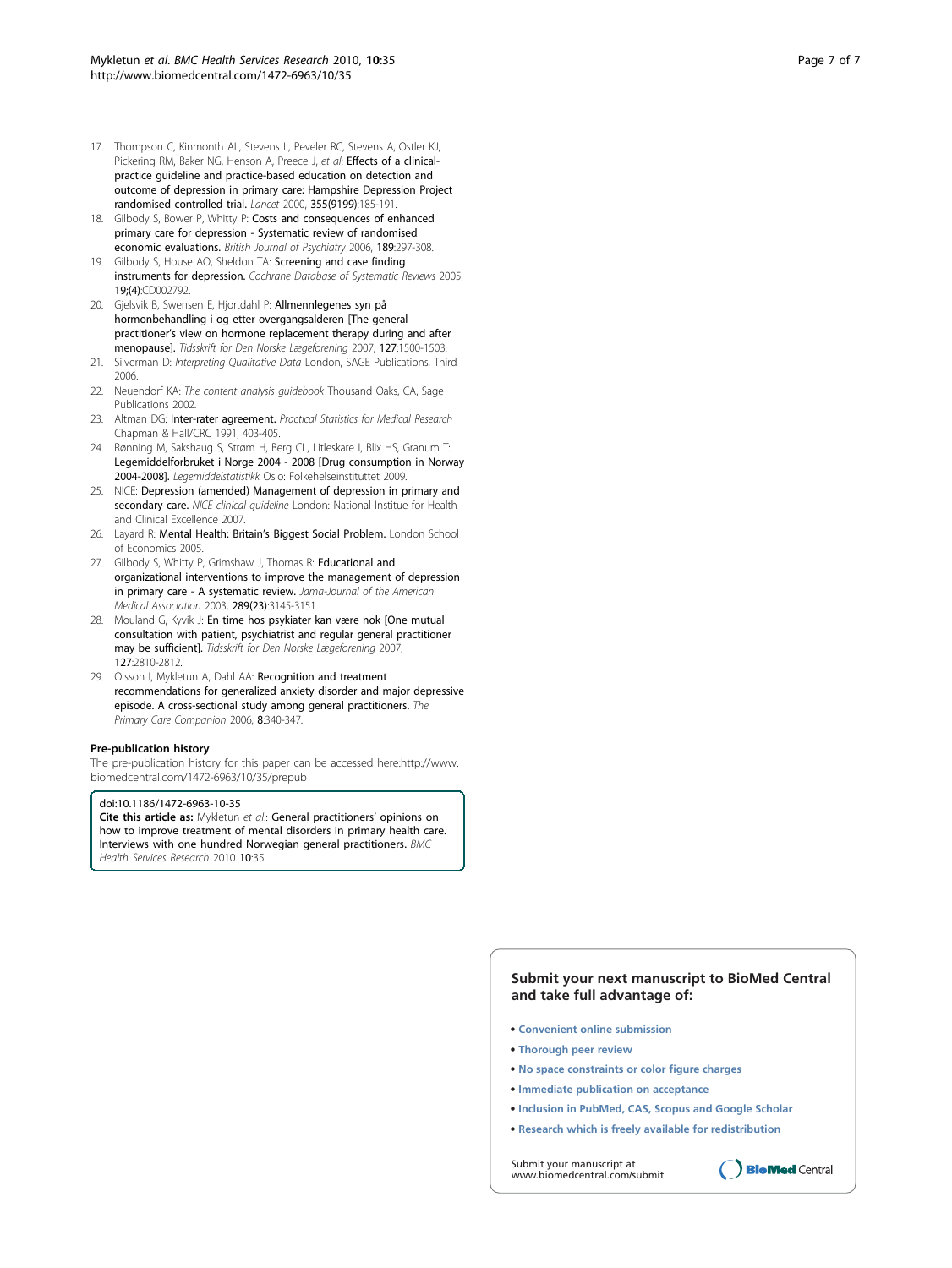17. Thompson C, Kinmonth AL, Stevens L, Peveler RC, Stevens A, Ostler KJ, Pickering RM, Baker NG, Henson A, Preece J, *et al*: **Effects of a clinical-practice guideline and practice-based education on detection and outcome of depression in primary care: Hampshire Depression Project randomised controlled trial.** *Lancet* 2000, **355(9199)**:185-191.
18. Gilbody S, Bower P, Whitty P: **Costs and consequences of enhanced primary care for depression - Systematic review of randomised economic evaluations.** *British Journal of Psychiatry* 2006, **189**:297-308.
19. Gilbody S, House AO, Sheldon TA: **Screening and case finding instruments for depression.** *Cochrane Database of Systematic Reviews* 2005, **19;(4)**:CD002792.
20. Gjelsvik B, Swensen E, Hjortdahl P: **Allmennlegenes syn på hormonbehandling i og etter overgangsalderen [The general practitioner's view on hormone replacement therapy during and after menopause].** *Tidsskrift for Den Norske Lægeforening* 2007, **127**:1500-1503.
21. Silverman D: *Interpreting Qualitative Data* London, SAGE Publications, Third 2006.
22. Neuendorf KA: *The content analysis guidebook* Thousand Oaks, CA, Sage Publications 2002.
23. Altman DG: **Inter-rater agreement.** *Practical Statistics for Medical Research* Chapman & Hall/CRC 1991, 403-405.
24. Rønning M, Sakshaug S, Strøm H, Berg CL, Litleskare I, Blix HS, Granum T: **Legemiddelforbruket i Norge 2004 - 2008 [Drug consumption in Norway 2004-2008].** *Legemiddelstatistikk* Oslo: Folkehelseinstituttet 2009.
25. NICE: **Depression (amended) Management of depression in primary and secondary care.** *NICE clinical guideline* London: National Institue for Health and Clinical Excellence 2007.
26. Layard R: **Mental Health: Britain's Biggest Social Problem.** London School of Economics 2005.
27. Gilbody S, Whitty P, Grimshaw J, Thomas R: **Educational and organizational interventions to improve the management of depression in primary care - A systematic review.** *Jama-Journal of the American Medical Association* 2003, **289(23)**:3145-3151.
28. Mouland G, Kyvik J: **Én time hos psykiater kan være nok [One mutual consultation with patient, psychiatrist and regular general practitioner may be sufficient].** *Tidsskrift for Den Norske Lægeforening* 2007, **127**:2810-2812.
29. Olsson I, Mykletun A, Dahl AA: **Recognition and treatment recommendations for generalized anxiety disorder and major depressive episode. A cross-sectional study among general practitioners.** *The Primary Care Companion* 2006, **8**:340-347.

### Pre-publication history

The pre-publication history for this paper can be accessed here:http://www.biomedcentral.com/1472-6963/10/35/prepub

doi:10.1186/1472-6963-10-35

**Cite this article as:** Mykletun *et al.*: General practitioners' opinions on how to improve treatment of mental disorders in primary health care. Interviews with one hundred Norwegian general practitioners. *BMC Health Services Research* 2010 **10**:35.

**Submit your next manuscript to BioMed Central and take full advantage of:**

- Convenient online submission
- Thorough peer review
- No space constraints or color figure charges
- Immediate publication on acceptance
- Inclusion in PubMed, CAS, Scopus and Google Scholar
- Research which is freely available for redistribution

Submit your manuscript at www.biomedcentral.com/submit

BioMed Central